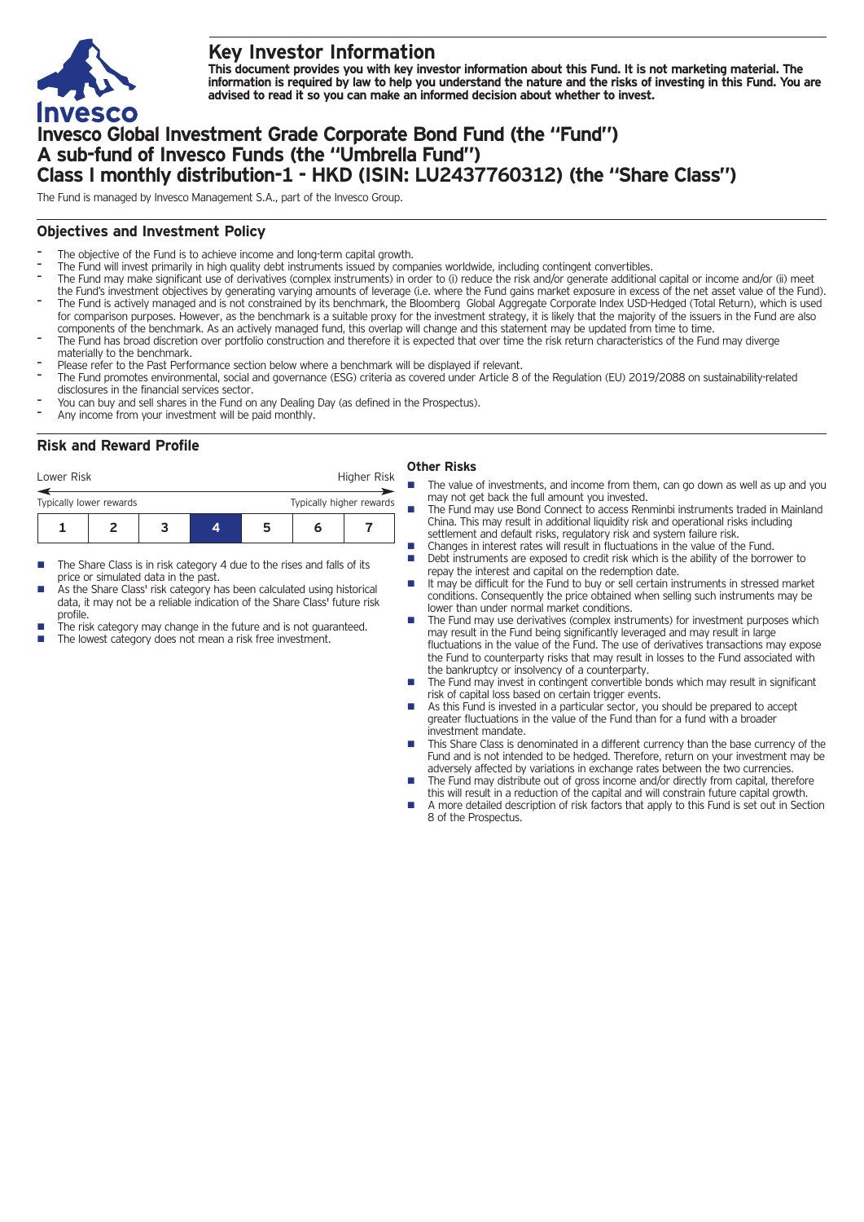# Key Investor Information

**This document provides you with key investor information about this Fund. It is not marketing material. The information is required by law to help you understand the nature and the risks of investing in this Fund. You are advised to read it so you can make an informed decision about whether to invest.**

# Invesco Global Investment Grade Corporate Bond Fund (the "Fund") A sub-fund of Invesco Funds (the "Umbrella Fund") Class I monthly distribution-1 - HKD (ISIN: LU2437760312) (the "Share Class")

The Fund is managed by Invesco Management S.A., part of the Invesco Group.

## Objectives and Investment Policy

- The objective of the Fund is to achieve income and long-term capital growth.
- The Fund will invest primarily in high quality debt instruments issued by companies worldwide, including contingent convertibles.
- The Fund may make significant use of derivatives (complex instruments) in order to (i) reduce the risk and/or generate additional capital or income and/or (ii) meet the Fund's investment objectives by generating varying amounts of leverage (i.e. where the Fund gains market exposure in excess of the net asset value of the Fund).
- The Fund is actively managed and is not constrained by its benchmark, the Bloomberg Global Aggregate Corporate Index USD-Hedged (Total Return), which is used for comparison purposes. However, as the benchmark is a suitable proxy for the investment strategy, it is likely that the majority of the issuers in the Fund are also components of the benchmark. As an actively managed fund, this overlap will change and this statement may be updated from time to time.
- The Fund has broad discretion over portfolio construction and therefore it is expected that over time the risk return characteristics of the Fund may diverge materially to the benchmark.
- Please refer to the Past Performance section below where a benchmark will be displayed if relevant.
- The Fund promotes environmental, social and governance (ESG) criteria as covered under Article 8 of the Regulation (EU) 2019/2088 on sustainability-related disclosures in the financial services sector.
- You can buy and sell shares in the Fund on any Dealing Day (as defined in the Prospectus).
- Any income from your investment will be paid monthly.

## Risk and Reward Profile

Lower Risk — Higher Risk

Typically lower rewards — Typically higher rewards

| 1 | 2 | 3 | **4** | 5 | 6 | 7 |
|---|---|---|---|---|---|---|

- The Share Class is in risk category 4 due to the rises and falls of its price or simulated data in the past.
- As the Share Class' risk category has been calculated using historical data, it may not be a reliable indication of the Share Class' future risk profile.
- The risk category may change in the future and is not guaranteed.
- The lowest category does not mean a risk free investment.

### Other Risks

- The value of investments, and income from them, can go down as well as up and you may not get back the full amount you invested.
- The Fund may use Bond Connect to access Renminbi instruments traded in Mainland China. This may result in additional liquidity risk and operational risks including settlement and default risks, regulatory risk and system failure risk.
- Changes in interest rates will result in fluctuations in the value of the Fund.
- Debt instruments are exposed to credit risk which is the ability of the borrower to repay the interest and capital on the redemption date.
- It may be difficult for the Fund to buy or sell certain instruments in stressed market conditions. Consequently the price obtained when selling such instruments may be lower than under normal market conditions.
- The Fund may use derivatives (complex instruments) for investment purposes which may result in the Fund being significantly leveraged and may result in large fluctuations in the value of the Fund. The use of derivatives transactions may expose the Fund to counterparty risks that may result in losses to the Fund associated with the bankruptcy or insolvency of a counterparty.
- The Fund may invest in contingent convertible bonds which may result in significant risk of capital loss based on certain trigger events.
- As this Fund is invested in a particular sector, you should be prepared to accept greater fluctuations in the value of the Fund than for a fund with a broader investment mandate.
- This Share Class is denominated in a different currency than the base currency of the Fund and is not intended to be hedged. Therefore, return on your investment may be adversely affected by variations in exchange rates between the two currencies.
- The Fund may distribute out of gross income and/or directly from capital, therefore this will result in a reduction of the capital and will constrain future capital growth.
- A more detailed description of risk factors that apply to this Fund is set out in Section 8 of the Prospectus.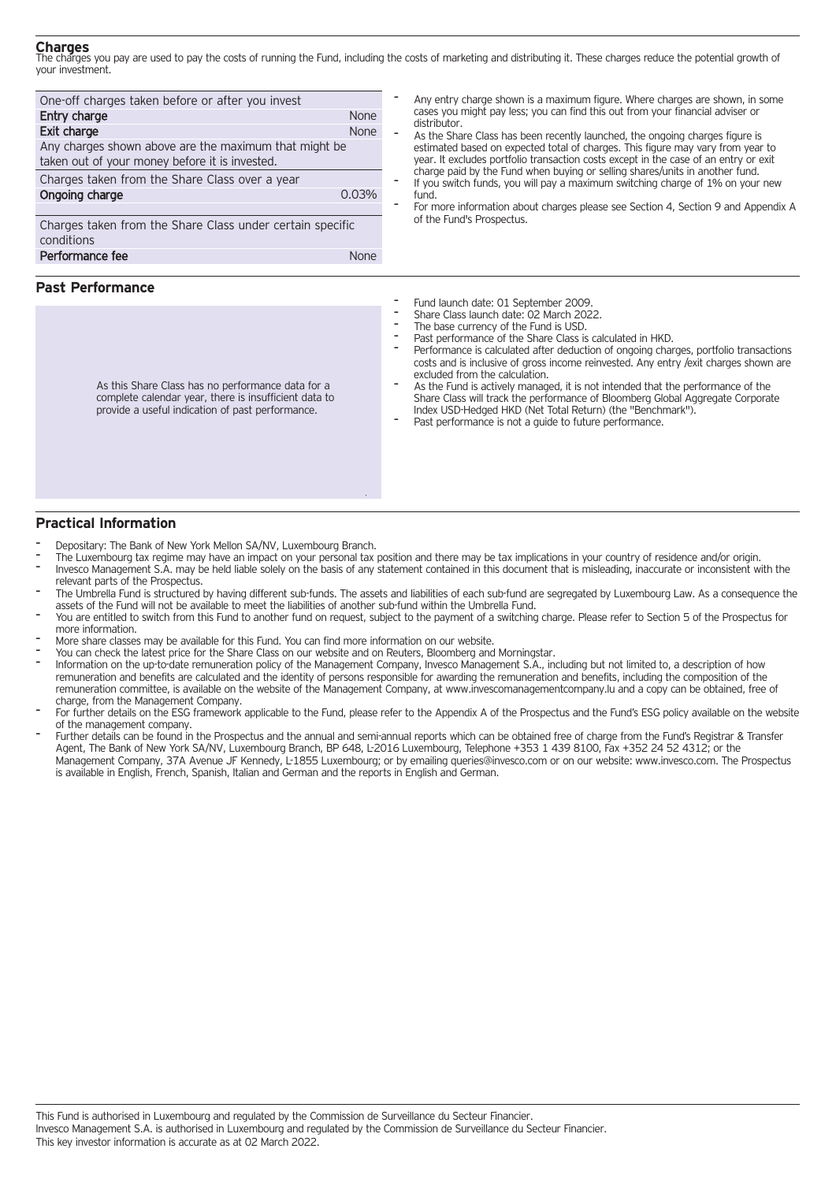## Charges

The charges you pay are used to pay the costs of running the Fund, including the costs of marketing and distributing it. These charges reduce the potential growth of your investment.

| One-off charges taken before or after you invest | |
|---|---|
| **Entry charge** | None |
| **Exit charge** | None |
| Any charges shown above are the maximum that might be taken out of your money before it is invested. | |
| Charges taken from the Share Class over a year | |
| **Ongoing charge** | 0.03% |
| Charges taken from the Share Class under certain specific conditions | |
| **Performance fee** | None |

- Any entry charge shown is a maximum figure. Where charges are shown, in some cases you might pay less; you can find this out from your financial adviser or distributor.
- As the Share Class has been recently launched, the ongoing charges figure is estimated based on expected total of charges. This figure may vary from year to year. It excludes portfolio transaction costs except in the case of an entry or exit charge paid by the Fund when buying or selling shares/units in another fund.
- If you switch funds, you will pay a maximum switching charge of 1% on your new fund.
- For more information about charges please see Section 4, Section 9 and Appendix A of the Fund's Prospectus.

## Past Performance

As this Share Class has no performance data for a complete calendar year, there is insufficient data to provide a useful indication of past performance.

- Fund launch date: 01 September 2009.
- Share Class launch date: 02 March 2022.
- The base currency of the Fund is USD.
- Past performance of the Share Class is calculated in HKD.
- Performance is calculated after deduction of ongoing charges, portfolio transactions costs and is inclusive of gross income reinvested. Any entry /exit charges shown are excluded from the calculation.
- As the Fund is actively managed, it is not intended that the performance of the Share Class will track the performance of Bloomberg Global Aggregate Corporate Index USD-Hedged HKD (Net Total Return) (the "Benchmark").
- Past performance is not a guide to future performance.

## Practical Information

- Depositary: The Bank of New York Mellon SA/NV, Luxembourg Branch.
- The Luxembourg tax regime may have an impact on your personal tax position and there may be tax implications in your country of residence and/or origin.
- Invesco Management S.A. may be held liable solely on the basis of any statement contained in this document that is misleading, inaccurate or inconsistent with the relevant parts of the Prospectus.
- The Umbrella Fund is structured by having different sub-funds. The assets and liabilities of each sub-fund are segregated by Luxembourg Law. As a consequence the assets of the Fund will not be available to meet the liabilities of another sub-fund within the Umbrella Fund.
- You are entitled to switch from this Fund to another fund on request, subject to the payment of a switching charge. Please refer to Section 5 of the Prospectus for more information.
- More share classes may be available for this Fund. You can find more information on our website.
- You can check the latest price for the Share Class on our website and on Reuters, Bloomberg and Morningstar.
- Information on the up-to-date remuneration policy of the Management Company, Invesco Management S.A., including but not limited to, a description of how remuneration and benefits are calculated and the identity of persons responsible for awarding the remuneration and benefits, including the composition of the remuneration committee, is available on the website of the Management Company, at www.invescomanagementcompany.lu and a copy can be obtained, free of charge, from the Management Company.
- For further details on the ESG framework applicable to the Fund, please refer to the Appendix A of the Prospectus and the Fund's ESG policy available on the website of the management company.
- Further details can be found in the Prospectus and the annual and semi-annual reports which can be obtained free of charge from the Fund's Registrar & Transfer Agent, The Bank of New York SA/NV, Luxembourg Branch, BP 648, L-2016 Luxembourg, Telephone +353 1 439 8100, Fax +352 24 52 4312; or the Management Company, 37A Avenue JF Kennedy, L-1855 Luxembourg; or by emailing queries@invesco.com or on our website: www.invesco.com. The Prospectus is available in English, French, Spanish, Italian and German and the reports in English and German.

This Fund is authorised in Luxembourg and regulated by the Commission de Surveillance du Secteur Financier.
Invesco Management S.A. is authorised in Luxembourg and regulated by the Commission de Surveillance du Secteur Financier.
This key investor information is accurate as at 02 March 2022.